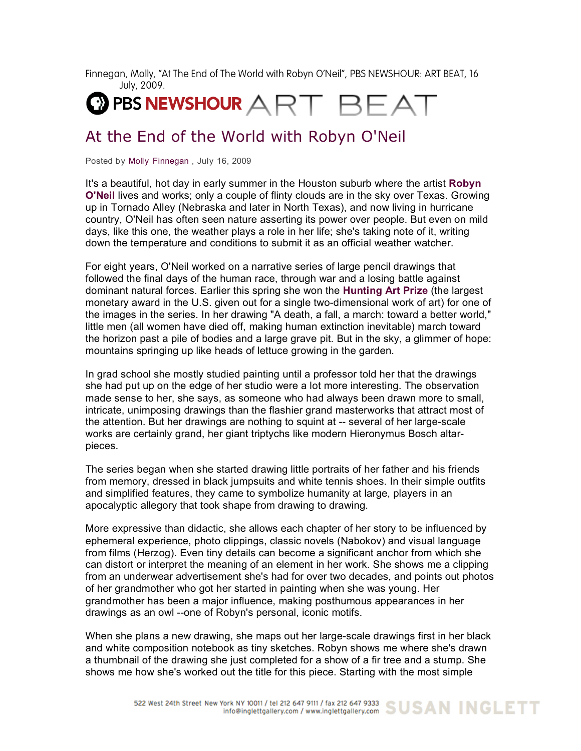Finnegan, Molly, "At The End of The World with Robyn O'Neil", PBS NEWSHOUR: ART BEAT, 16 July, 2009.

PBS NEWSHOUR ART BEAT

# At the End of the World with Robyn O'Neil

Posted by Molly Finnegan , July 16, 2009

It's a beautiful, hot day in early summer in the Houston suburb where the artist **Robyn O'Neil** lives and works; only a couple of flinty clouds are in the sky over Texas. Growing up in Tornado Alley (Nebraska and later in North Texas), and now living in hurricane country, O'Neil has often seen nature asserting its power over people. But even on mild days, like this one, the weather plays a role in her life; she's taking note of it, writing down the temperature and conditions to submit it as an official weather watcher.

For eight years, O'Neil worked on a narrative series of large pencil drawings that followed the final days of the human race, through war and a losing battle against dominant natural forces. Earlier this spring she won the **Hunting Art Prize** (the largest monetary award in the U.S. given out for a single two-dimensional work of art) for one of the images in the series. In her drawing "A death, a fall, a march: toward a better world," little men (all women have died off, making human extinction inevitable) march toward the horizon past a pile of bodies and a large grave pit. But in the sky, a glimmer of hope: mountains springing up like heads of lettuce growing in the garden.

In grad school she mostly studied painting until a professor told her that the drawings she had put up on the edge of her studio were a lot more interesting. The observation made sense to her, she says, as someone who had always been drawn more to small, intricate, unimposing drawings than the flashier grand masterworks that attract most of the attention. But her drawings are nothing to squint at -- several of her large-scale works are certainly grand, her giant triptychs like modern Hieronymus Bosch altar-pieces.

The series began when she started drawing little portraits of her father and his friends from memory, dressed in black jumpsuits and white tennis shoes. In their simple outfits and simplified features, they came to symbolize humanity at large, players in an apocalyptic allegory that took shape from drawing to drawing.

More expressive than didactic, she allows each chapter of her story to be influenced by ephemeral experience, photo clippings, classic novels (Nabokov) and visual language from films (Herzog). Even tiny details can become a significant anchor from which she can distort or interpret the meaning of an element in her work. She shows me a clipping from an underwear advertisement she's had for over two decades, and points out photos of her grandmother who got her started in painting when she was young. Her grandmother has been a major influence, making posthumous appearances in her drawings as an owl --one of Robyn's personal, iconic motifs.

When she plans a new drawing, she maps out her large-scale drawings first in her black and white composition notebook as tiny sketches. Robyn shows me where she's drawn a thumbnail of the drawing she just completed for a show of a fir tree and a stump. She shows me how she's worked out the title for this piece. Starting with the most simple

522 West 24th Street New York NY 10011 / tel 212 647 9111 / fax 212 647 9333 info@inglettgallery.com / www.inglettgallery.com SUSAN INGLETT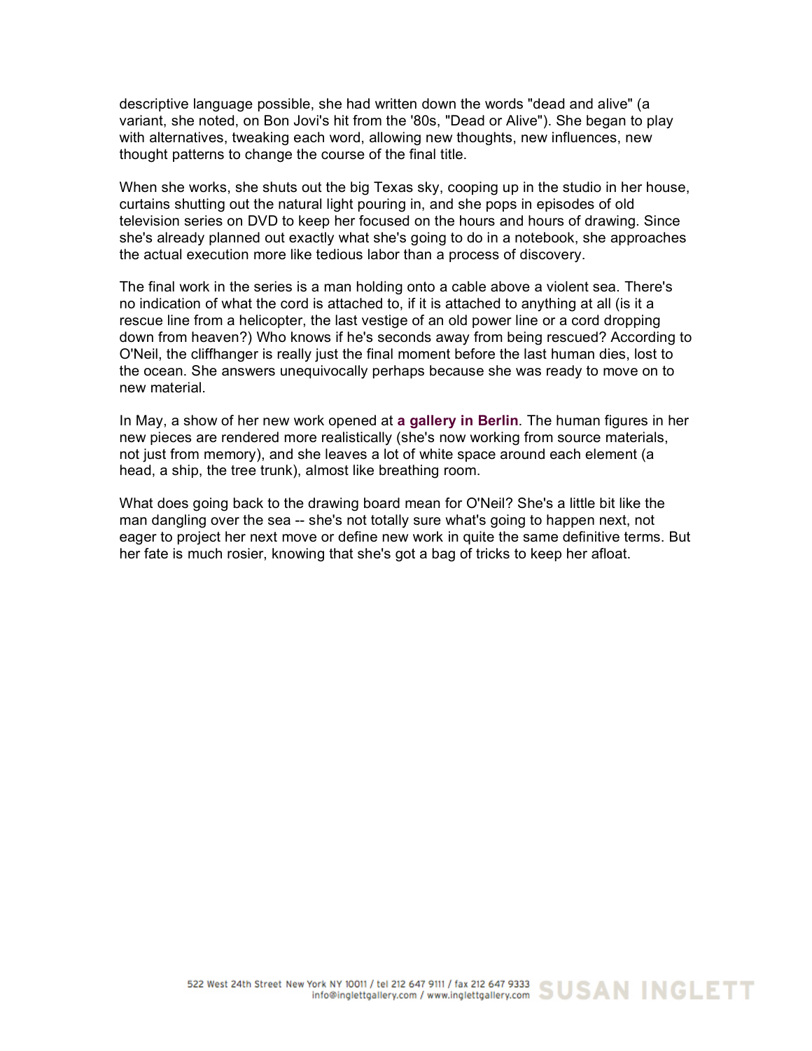descriptive language possible, she had written down the words "dead and alive" (a variant, she noted, on Bon Jovi's hit from the '80s, "Dead or Alive"). She began to play with alternatives, tweaking each word, allowing new thoughts, new influences, new thought patterns to change the course of the final title.

When she works, she shuts out the big Texas sky, cooping up in the studio in her house, curtains shutting out the natural light pouring in, and she pops in episodes of old television series on DVD to keep her focused on the hours and hours of drawing. Since she's already planned out exactly what she's going to do in a notebook, she approaches the actual execution more like tedious labor than a process of discovery.

The final work in the series is a man holding onto a cable above a violent sea. There's no indication of what the cord is attached to, if it is attached to anything at all (is it a rescue line from a helicopter, the last vestige of an old power line or a cord dropping down from heaven?) Who knows if he's seconds away from being rescued? According to O'Neil, the cliffhanger is really just the final moment before the last human dies, lost to the ocean. She answers unequivocally perhaps because she was ready to move on to new material.

In May, a show of her new work opened at **a gallery in Berlin**. The human figures in her new pieces are rendered more realistically (she's now working from source materials, not just from memory), and she leaves a lot of white space around each element (a head, a ship, the tree trunk), almost like breathing room.

What does going back to the drawing board mean for O'Neil? She's a little bit like the man dangling over the sea -- she's not totally sure what's going to happen next, not eager to project her next move or define new work in quite the same definitive terms. But her fate is much rosier, knowing that she's got a bag of tricks to keep her afloat.